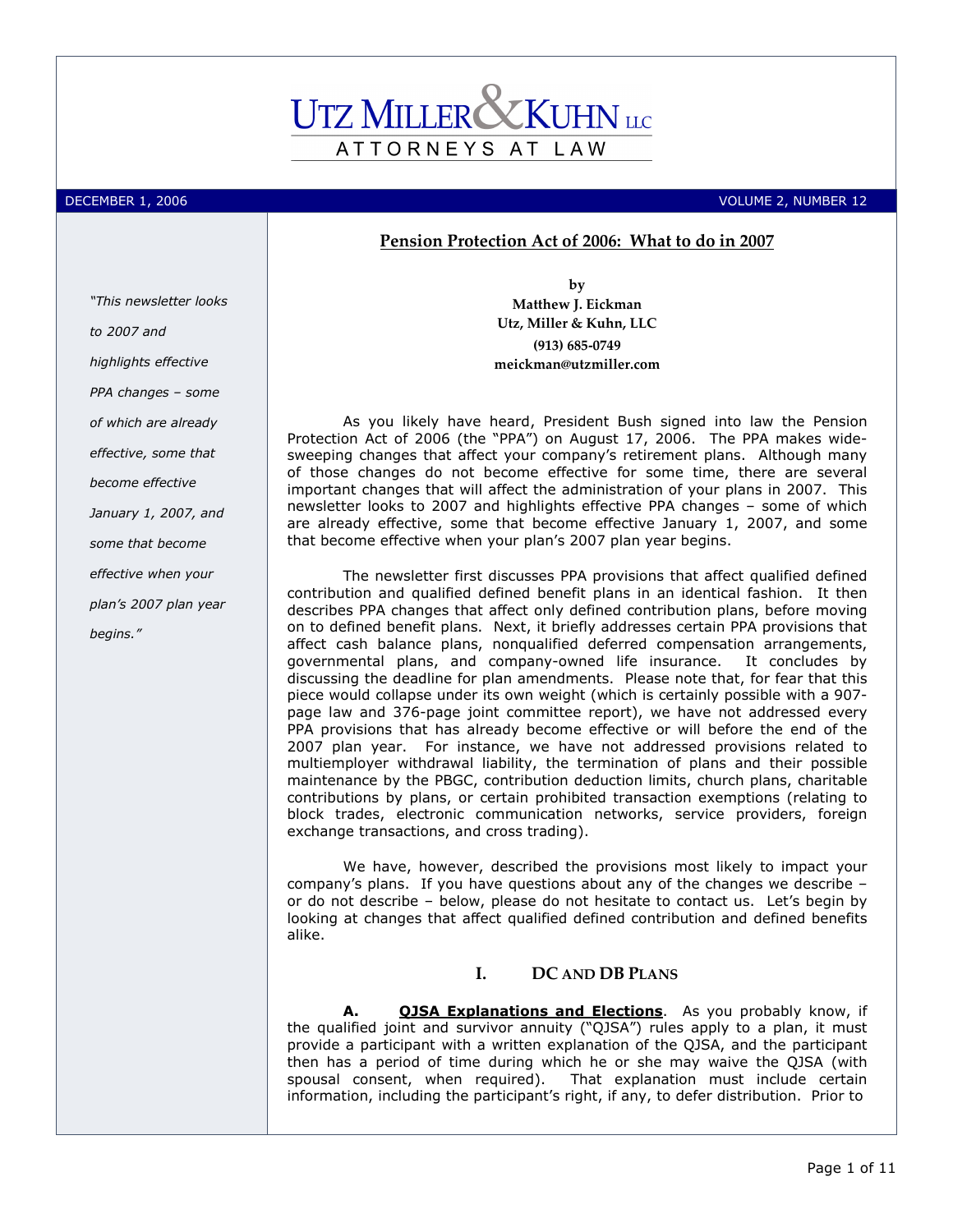# UTZ MILLER & KUHN LLC

ATTORNEYS AT LAW

DECEMBER 1, 2006 — VOLUME 2, NUMBER 12

*"This newsletter looks to 2007 and highlights effective PPA changes – some of which are already effective, some that become effective January 1, 2007, and some that become effective when your plan's 2007 plan year begins."*

## Pension Protection Act of 2006: What to do in 2007

**by**
**Matthew J. Eickman**
**Utz, Miller & Kuhn, LLC**
**(913) 685-0749**
**meickman@utzmiller.com**

As you likely have heard, President Bush signed into law the Pension Protection Act of 2006 (the "PPA") on August 17, 2006. The PPA makes wide-sweeping changes that affect your company's retirement plans. Although many of those changes do not become effective for some time, there are several important changes that will affect the administration of your plans in 2007. This newsletter looks to 2007 and highlights effective PPA changes – some of which are already effective, some that become effective January 1, 2007, and some that become effective when your plan's 2007 plan year begins.

The newsletter first discusses PPA provisions that affect qualified defined contribution and qualified defined benefit plans in an identical fashion. It then describes PPA changes that affect only defined contribution plans, before moving on to defined benefit plans. Next, it briefly addresses certain PPA provisions that affect cash balance plans, nonqualified deferred compensation arrangements, governmental plans, and company-owned life insurance. It concludes by discussing the deadline for plan amendments. Please note that, for fear that this piece would collapse under its own weight (which is certainly possible with a 907-page law and 376-page joint committee report), we have not addressed every PPA provisions that has already become effective or will before the end of the 2007 plan year. For instance, we have not addressed provisions related to multiemployer withdrawal liability, the termination of plans and their possible maintenance by the PBGC, contribution deduction limits, church plans, charitable contributions by plans, or certain prohibited transaction exemptions (relating to block trades, electronic communication networks, service providers, foreign exchange transactions, and cross trading).

We have, however, described the provisions most likely to impact your company's plans. If you have questions about any of the changes we describe – or do not describe – below, please do not hesitate to contact us. Let's begin by looking at changes that affect qualified defined contribution and defined benefits alike.

### I. DC AND DB PLANS

**A. QJSA Explanations and Elections**. As you probably know, if the qualified joint and survivor annuity ("QJSA") rules apply to a plan, it must provide a participant with a written explanation of the QJSA, and the participant then has a period of time during which he or she may waive the QJSA (with spousal consent, when required). That explanation must include certain information, including the participant's right, if any, to defer distribution. Prior to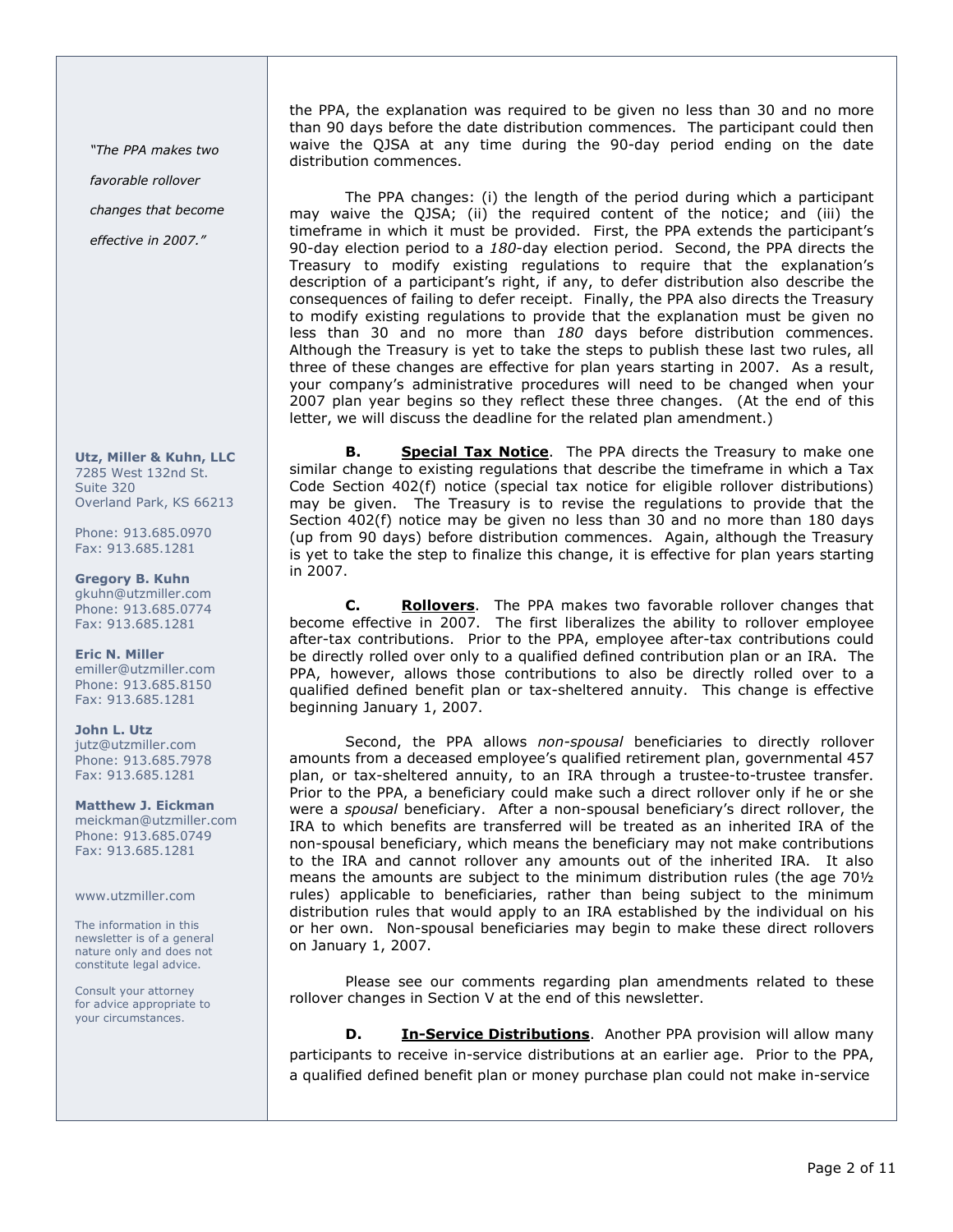*"The PPA makes two favorable rollover changes that become effective in 2007."*

**Utz, Miller & Kuhn, LLC**
7285 West 132nd St.
Suite 320
Overland Park, KS 66213

Phone: 913.685.0970
Fax: 913.685.1281

**Gregory B. Kuhn**
gkuhn@utzmiller.com
Phone: 913.685.0774
Fax: 913.685.1281

**Eric N. Miller**
emiller@utzmiller.com
Phone: 913.685.8150
Fax: 913.685.1281

**John L. Utz**
jutz@utzmiller.com
Phone: 913.685.7978
Fax: 913.685.1281

**Matthew J. Eickman**
meickman@utzmiller.com
Phone: 913.685.0749
Fax: 913.685.1281

www.utzmiller.com

The information in this newsletter is of a general nature only and does not constitute legal advice.

Consult your attorney for advice appropriate to your circumstances.

the PPA, the explanation was required to be given no less than 30 and no more than 90 days before the date distribution commences. The participant could then waive the QJSA at any time during the 90-day period ending on the date distribution commences.

The PPA changes: (i) the length of the period during which a participant may waive the QJSA; (ii) the required content of the notice; and (iii) the timeframe in which it must be provided. First, the PPA extends the participant's 90-day election period to a *180*-day election period. Second, the PPA directs the Treasury to modify existing regulations to require that the explanation's description of a participant's right, if any, to defer distribution also describe the consequences of failing to defer receipt. Finally, the PPA also directs the Treasury to modify existing regulations to provide that the explanation must be given no less than 30 and no more than *180* days before distribution commences. Although the Treasury is yet to take the steps to publish these last two rules, all three of these changes are effective for plan years starting in 2007. As a result, your company's administrative procedures will need to be changed when your 2007 plan year begins so they reflect these three changes. (At the end of this letter, we will discuss the deadline for the related plan amendment.)

**B. Special Tax Notice**. The PPA directs the Treasury to make one similar change to existing regulations that describe the timeframe in which a Tax Code Section 402(f) notice (special tax notice for eligible rollover distributions) may be given. The Treasury is to revise the regulations to provide that the Section 402(f) notice may be given no less than 30 and no more than 180 days (up from 90 days) before distribution commences. Again, although the Treasury is yet to take the step to finalize this change, it is effective for plan years starting in 2007.

**C. Rollovers**. The PPA makes two favorable rollover changes that become effective in 2007. The first liberalizes the ability to rollover employee after-tax contributions. Prior to the PPA, employee after-tax contributions could be directly rolled over only to a qualified defined contribution plan or an IRA. The PPA, however, allows those contributions to also be directly rolled over to a qualified defined benefit plan or tax-sheltered annuity. This change is effective beginning January 1, 2007.

Second, the PPA allows *non-spousal* beneficiaries to directly rollover amounts from a deceased employee's qualified retirement plan, governmental 457 plan, or tax-sheltered annuity, to an IRA through a trustee-to-trustee transfer. Prior to the PPA, a beneficiary could make such a direct rollover only if he or she were a *spousal* beneficiary. After a non-spousal beneficiary's direct rollover, the IRA to which benefits are transferred will be treated as an inherited IRA of the non-spousal beneficiary, which means the beneficiary may not make contributions to the IRA and cannot rollover any amounts out of the inherited IRA. It also means the amounts are subject to the minimum distribution rules (the age 70½ rules) applicable to beneficiaries, rather than being subject to the minimum distribution rules that would apply to an IRA established by the individual on his or her own. Non-spousal beneficiaries may begin to make these direct rollovers on January 1, 2007.

Please see our comments regarding plan amendments related to these rollover changes in Section V at the end of this newsletter.

**D. In-Service Distributions**. Another PPA provision will allow many participants to receive in-service distributions at an earlier age. Prior to the PPA, a qualified defined benefit plan or money purchase plan could not make in-service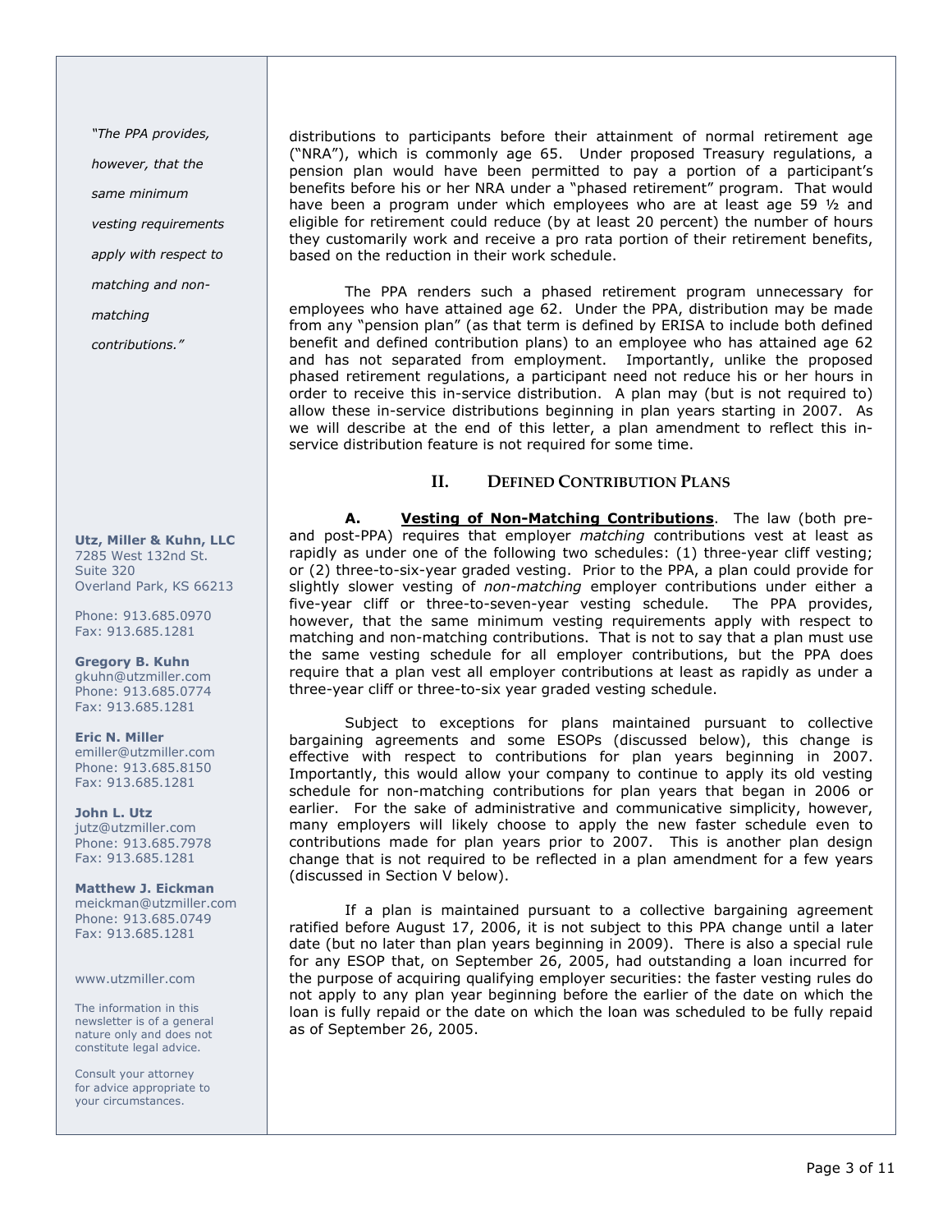"The PPA provides, however, that the same minimum vesting requirements apply with respect to matching and non-matching contributions."

**Utz, Miller & Kuhn, LLC**
7285 West 132nd St.
Suite 320
Overland Park, KS 66213

Phone: 913.685.0970
Fax: 913.685.1281

**Gregory B. Kuhn**
gkuhn@utzmiller.com
Phone: 913.685.0774
Fax: 913.685.1281

**Eric N. Miller**
emiller@utzmiller.com
Phone: 913.685.8150
Fax: 913.685.1281

**John L. Utz**
jutz@utzmiller.com
Phone: 913.685.7978
Fax: 913.685.1281

**Matthew J. Eickman**
meickman@utzmiller.com
Phone: 913.685.0749
Fax: 913.685.1281

www.utzmiller.com

The information in this newsletter is of a general nature only and does not constitute legal advice.

Consult your attorney for advice appropriate to your circumstances.

distributions to participants before their attainment of normal retirement age ("NRA"), which is commonly age 65. Under proposed Treasury regulations, a pension plan would have been permitted to pay a portion of a participant's benefits before his or her NRA under a "phased retirement" program. That would have been a program under which employees who are at least age 59 ½ and eligible for retirement could reduce (by at least 20 percent) the number of hours they customarily work and receive a pro rata portion of their retirement benefits, based on the reduction in their work schedule.

The PPA renders such a phased retirement program unnecessary for employees who have attained age 62. Under the PPA, distribution may be made from any "pension plan" (as that term is defined by ERISA to include both defined benefit and defined contribution plans) to an employee who has attained age 62 and has not separated from employment. Importantly, unlike the proposed phased retirement regulations, a participant need not reduce his or her hours in order to receive this in-service distribution. A plan may (but is not required to) allow these in-service distributions beginning in plan years starting in 2007. As we will describe at the end of this letter, a plan amendment to reflect this in-service distribution feature is not required for some time.

## II. Defined Contribution Plans

**A. Vesting of Non-Matching Contributions**. The law (both pre- and post-PPA) requires that employer *matching* contributions vest at least as rapidly as under one of the following two schedules: (1) three-year cliff vesting; or (2) three-to-six-year graded vesting. Prior to the PPA, a plan could provide for slightly slower vesting of *non-matching* employer contributions under either a five-year cliff or three-to-seven-year vesting schedule. The PPA provides, however, that the same minimum vesting requirements apply with respect to matching and non-matching contributions. That is not to say that a plan must use the same vesting schedule for all employer contributions, but the PPA does require that a plan vest all employer contributions at least as rapidly as under a three-year cliff or three-to-six year graded vesting schedule.

Subject to exceptions for plans maintained pursuant to collective bargaining agreements and some ESOPs (discussed below), this change is effective with respect to contributions for plan years beginning in 2007. Importantly, this would allow your company to continue to apply its old vesting schedule for non-matching contributions for plan years that began in 2006 or earlier. For the sake of administrative and communicative simplicity, however, many employers will likely choose to apply the new faster schedule even to contributions made for plan years prior to 2007. This is another plan design change that is not required to be reflected in a plan amendment for a few years (discussed in Section V below).

If a plan is maintained pursuant to a collective bargaining agreement ratified before August 17, 2006, it is not subject to this PPA change until a later date (but no later than plan years beginning in 2009). There is also a special rule for any ESOP that, on September 26, 2005, had outstanding a loan incurred for the purpose of acquiring qualifying employer securities: the faster vesting rules do not apply to any plan year beginning before the earlier of the date on which the loan is fully repaid or the date on which the loan was scheduled to be fully repaid as of September 26, 2005.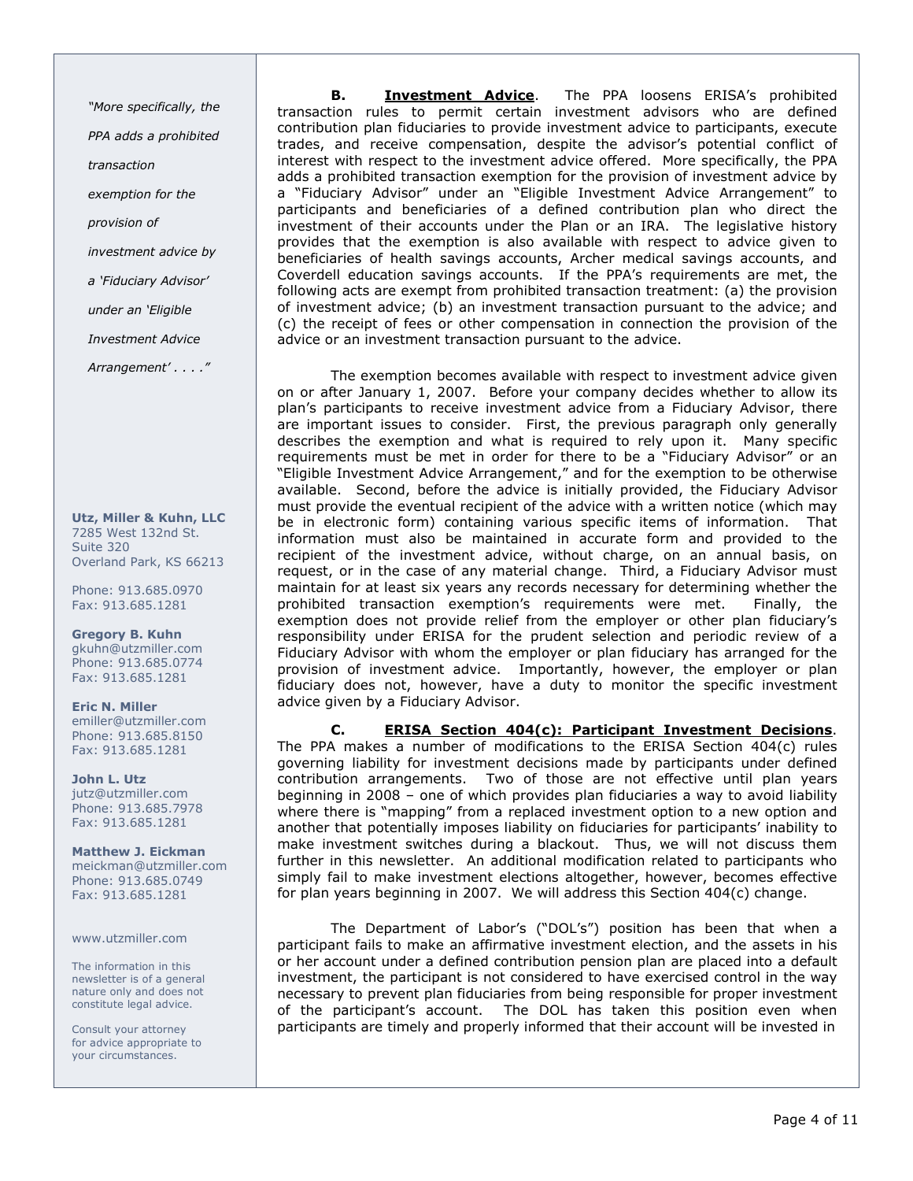**B. Investment Advice**. The PPA loosens ERISA's prohibited transaction rules to permit certain investment advisors who are defined contribution plan fiduciaries to provide investment advice to participants, execute trades, and receive compensation, despite the advisor's potential conflict of interest with respect to the investment advice offered. More specifically, the PPA adds a prohibited transaction exemption for the provision of investment advice by a "Fiduciary Advisor" under an "Eligible Investment Advice Arrangement" to participants and beneficiaries of a defined contribution plan who direct the investment of their accounts under the Plan or an IRA. The legislative history provides that the exemption is also available with respect to advice given to beneficiaries of health savings accounts, Archer medical savings accounts, and Coverdell education savings accounts. If the PPA's requirements are met, the following acts are exempt from prohibited transaction treatment: (a) the provision of investment advice; (b) an investment transaction pursuant to the advice; and (c) the receipt of fees or other compensation in connection the provision of the advice or an investment transaction pursuant to the advice.

*"More specifically, the PPA adds a prohibited transaction exemption for the provision of investment advice by a 'Fiduciary Advisor' under an 'Eligible Investment Advice Arrangement' . . . ."*

The exemption becomes available with respect to investment advice given on or after January 1, 2007. Before your company decides whether to allow its plan's participants to receive investment advice from a Fiduciary Advisor, there are important issues to consider. First, the previous paragraph only generally describes the exemption and what is required to rely upon it. Many specific requirements must be met in order for there to be a "Fiduciary Advisor" or an "Eligible Investment Advice Arrangement," and for the exemption to be otherwise available. Second, before the advice is initially provided, the Fiduciary Advisor must provide the eventual recipient of the advice with a written notice (which may be in electronic form) containing various specific items of information. That information must also be maintained in accurate form and provided to the recipient of the investment advice, without charge, on an annual basis, on request, or in the case of any material change. Third, a Fiduciary Advisor must maintain for at least six years any records necessary for determining whether the prohibited transaction exemption's requirements were met. Finally, the exemption does not provide relief from the employer or other plan fiduciary's responsibility under ERISA for the prudent selection and periodic review of a Fiduciary Advisor with whom the employer or plan fiduciary has arranged for the provision of investment advice. Importantly, however, the employer or plan fiduciary does not, however, have a duty to monitor the specific investment advice given by a Fiduciary Advisor.

**C. ERISA Section 404(c): Participant Investment Decisions**. The PPA makes a number of modifications to the ERISA Section 404(c) rules governing liability for investment decisions made by participants under defined contribution arrangements. Two of those are not effective until plan years beginning in 2008 – one of which provides plan fiduciaries a way to avoid liability where there is "mapping" from a replaced investment option to a new option and another that potentially imposes liability on fiduciaries for participants' inability to make investment switches during a blackout. Thus, we will not discuss them further in this newsletter. An additional modification related to participants who simply fail to make investment elections altogether, however, becomes effective for plan years beginning in 2007. We will address this Section 404(c) change.

The Department of Labor's ("DOL's") position has been that when a participant fails to make an affirmative investment election, and the assets in his or her account under a defined contribution pension plan are placed into a default investment, the participant is not considered to have exercised control in the way necessary to prevent plan fiduciaries from being responsible for proper investment of the participant's account. The DOL has taken this position even when participants are timely and properly informed that their account will be invested in

**Utz, Miller & Kuhn, LLC**
7285 West 132nd St.
Suite 320
Overland Park, KS 66213

Phone: 913.685.0970
Fax: 913.685.1281

**Gregory B. Kuhn**
gkuhn@utzmiller.com
Phone: 913.685.0774
Fax: 913.685.1281

**Eric N. Miller**
emiller@utzmiller.com
Phone: 913.685.8150
Fax: 913.685.1281

**John L. Utz**
jutz@utzmiller.com
Phone: 913.685.7978
Fax: 913.685.1281

**Matthew J. Eickman**
meickman@utzmiller.com
Phone: 913.685.0749
Fax: 913.685.1281

www.utzmiller.com

The information in this newsletter is of a general nature only and does not constitute legal advice.

Consult your attorney for advice appropriate to your circumstances.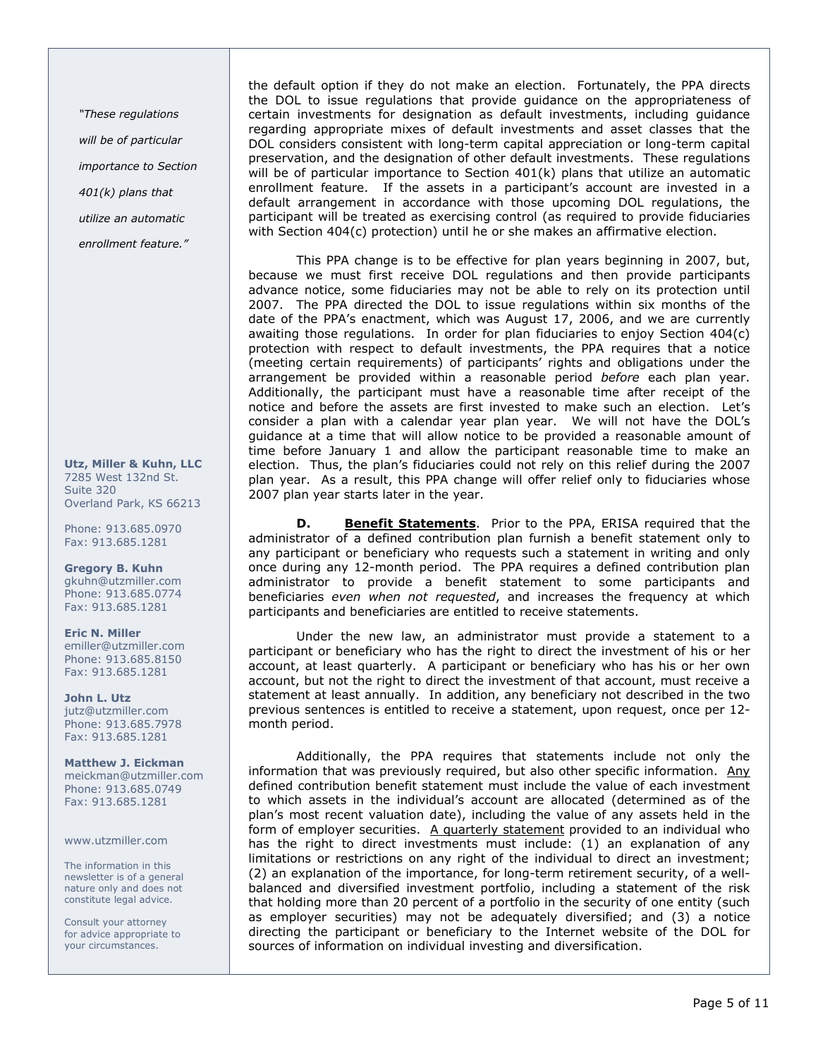the default option if they do not make an election. Fortunately, the PPA directs the DOL to issue regulations that provide guidance on the appropriateness of certain investments for designation as default investments, including guidance regarding appropriate mixes of default investments and asset classes that the DOL considers consistent with long-term capital appreciation or long-term capital preservation, and the designation of other default investments. These regulations will be of particular importance to Section 401(k) plans that utilize an automatic enrollment feature. If the assets in a participant's account are invested in a default arrangement in accordance with those upcoming DOL regulations, the participant will be treated as exercising control (as required to provide fiduciaries with Section 404(c) protection) until he or she makes an affirmative election.

This PPA change is to be effective for plan years beginning in 2007, but, because we must first receive DOL regulations and then provide participants advance notice, some fiduciaries may not be able to rely on its protection until 2007. The PPA directed the DOL to issue regulations within six months of the date of the PPA's enactment, which was August 17, 2006, and we are currently awaiting those regulations. In order for plan fiduciaries to enjoy Section 404(c) protection with respect to default investments, the PPA requires that a notice (meeting certain requirements) of participants' rights and obligations under the arrangement be provided within a reasonable period *before* each plan year. Additionally, the participant must have a reasonable time after receipt of the notice and before the assets are first invested to make such an election. Let's consider a plan with a calendar year plan year. We will not have the DOL's guidance at a time that will allow notice to be provided a reasonable amount of time before January 1 and allow the participant reasonable time to make an election. Thus, the plan's fiduciaries could not rely on this relief during the 2007 plan year. As a result, this PPA change will offer relief only to fiduciaries whose 2007 plan year starts later in the year.

> *"These regulations will be of particular importance to Section 401(k) plans that utilize an automatic enrollment feature."*

**D. <u>Benefit Statements</u>**. Prior to the PPA, ERISA required that the administrator of a defined contribution plan furnish a benefit statement only to any participant or beneficiary who requests such a statement in writing and only once during any 12-month period. The PPA requires a defined contribution plan administrator to provide a benefit statement to some participants and beneficiaries *even when not requested*, and increases the frequency at which participants and beneficiaries are entitled to receive statements.

Under the new law, an administrator must provide a statement to a participant or beneficiary who has the right to direct the investment of his or her account, at least quarterly. A participant or beneficiary who has his or her own account, but not the right to direct the investment of that account, must receive a statement at least annually. In addition, any beneficiary not described in the two previous sentences is entitled to receive a statement, upon request, once per 12-month period.

Additionally, the PPA requires that statements include not only the information that was previously required, but also other specific information. <u>Any</u> defined contribution benefit statement must include the value of each investment to which assets in the individual's account are allocated (determined as of the plan's most recent valuation date), including the value of any assets held in the form of employer securities. <u>A quarterly statement</u> provided to an individual who has the right to direct investments must include: (1) an explanation of any limitations or restrictions on any right of the individual to direct an investment; (2) an explanation of the importance, for long-term retirement security, of a well-balanced and diversified investment portfolio, including a statement of the risk that holding more than 20 percent of a portfolio in the security of one entity (such as employer securities) may not be adequately diversified; and (3) a notice directing the participant or beneficiary to the Internet website of the DOL for sources of information on individual investing and diversification.

**Utz, Miller & Kuhn, LLC**
7285 West 132nd St.
Suite 320
Overland Park, KS 66213

Phone: 913.685.0970
Fax: 913.685.1281

**Gregory B. Kuhn**
gkuhn@utzmiller.com
Phone: 913.685.0774
Fax: 913.685.1281

**Eric N. Miller**
emiller@utzmiller.com
Phone: 913.685.8150
Fax: 913.685.1281

**John L. Utz**
jutz@utzmiller.com
Phone: 913.685.7978
Fax: 913.685.1281

**Matthew J. Eickman**
meickman@utzmiller.com
Phone: 913.685.0749
Fax: 913.685.1281

www.utzmiller.com

The information in this newsletter is of a general nature only and does not constitute legal advice.

Consult your attorney for advice appropriate to your circumstances.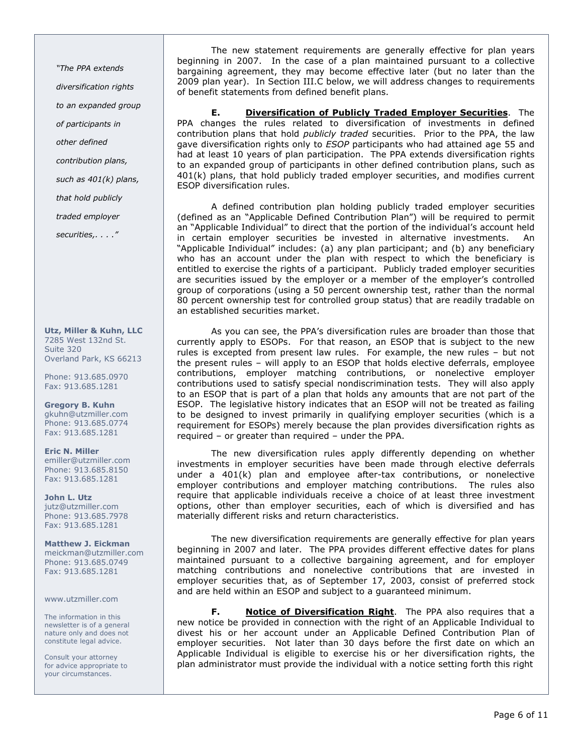The new statement requirements are generally effective for plan years beginning in 2007. In the case of a plan maintained pursuant to a collective bargaining agreement, they may become effective later (but no later than the 2009 plan year). In Section III.C below, we will address changes to requirements of benefit statements from defined benefit plans.

**E. <u>Diversification of Publicly Traded Employer Securities</u>**. The PPA changes the rules related to diversification of investments in defined contribution plans that hold *publicly traded* securities. Prior to the PPA, the law gave diversification rights only to *ESOP* participants who had attained age 55 and had at least 10 years of plan participation. The PPA extends diversification rights to an expanded group of participants in other defined contribution plans, such as 401(k) plans, that hold publicly traded employer securities, and modifies current ESOP diversification rules.

A defined contribution plan holding publicly traded employer securities (defined as an "Applicable Defined Contribution Plan") will be required to permit an "Applicable Individual" to direct that the portion of the individual's account held in certain employer securities be invested in alternative investments. An "Applicable Individual" includes: (a) any plan participant; and (b) any beneficiary who has an account under the plan with respect to which the beneficiary is entitled to exercise the rights of a participant. Publicly traded employer securities are securities issued by the employer or a member of the employer's controlled group of corporations (using a 50 percent ownership test, rather than the normal 80 percent ownership test for controlled group status) that are readily tradable on an established securities market.

As you can see, the PPA's diversification rules are broader than those that currently apply to ESOPs. For that reason, an ESOP that is subject to the new rules is excepted from present law rules. For example, the new rules – but not the present rules – will apply to an ESOP that holds elective deferrals, employee contributions, employer matching contributions, or nonelective employer contributions used to satisfy special nondiscrimination tests. They will also apply to an ESOP that is part of a plan that holds any amounts that are not part of the ESOP. The legislative history indicates that an ESOP will not be treated as failing to be designed to invest primarily in qualifying employer securities (which is a requirement for ESOPs) merely because the plan provides diversification rights as required – or greater than required – under the PPA.

The new diversification rules apply differently depending on whether investments in employer securities have been made through elective deferrals under a 401(k) plan and employee after-tax contributions, or nonelective employer contributions and employer matching contributions. The rules also require that applicable individuals receive a choice of at least three investment options, other than employer securities, each of which is diversified and has materially different risks and return characteristics.

The new diversification requirements are generally effective for plan years beginning in 2007 and later. The PPA provides different effective dates for plans maintained pursuant to a collective bargaining agreement, and for employer matching contributions and nonelective contributions that are invested in employer securities that, as of September 17, 2003, consist of preferred stock and are held within an ESOP and subject to a guaranteed minimum.

**F. <u>Notice of Diversification Right</u>**. The PPA also requires that a new notice be provided in connection with the right of an Applicable Individual to divest his or her account under an Applicable Defined Contribution Plan of employer securities. Not later than 30 days before the first date on which an Applicable Individual is eligible to exercise his or her diversification rights, the plan administrator must provide the individual with a notice setting forth this right

*"The PPA extends diversification rights to an expanded group of participants in other defined contribution plans, such as 401(k) plans, that hold publicly traded employer securities,. . . ."*

**Utz, Miller & Kuhn, LLC**
7285 West 132nd St.
Suite 320
Overland Park, KS 66213

Phone: 913.685.0970
Fax: 913.685.1281

**Gregory B. Kuhn**
gkuhn@utzmiller.com
Phone: 913.685.0774
Fax: 913.685.1281

**Eric N. Miller**
emiller@utzmiller.com
Phone: 913.685.8150
Fax: 913.685.1281

**John L. Utz**
jutz@utzmiller.com
Phone: 913.685.7978
Fax: 913.685.1281

**Matthew J. Eickman**
meickman@utzmiller.com
Phone: 913.685.0749
Fax: 913.685.1281

www.utzmiller.com

The information in this newsletter is of a general nature only and does not constitute legal advice.

Consult your attorney for advice appropriate to your circumstances.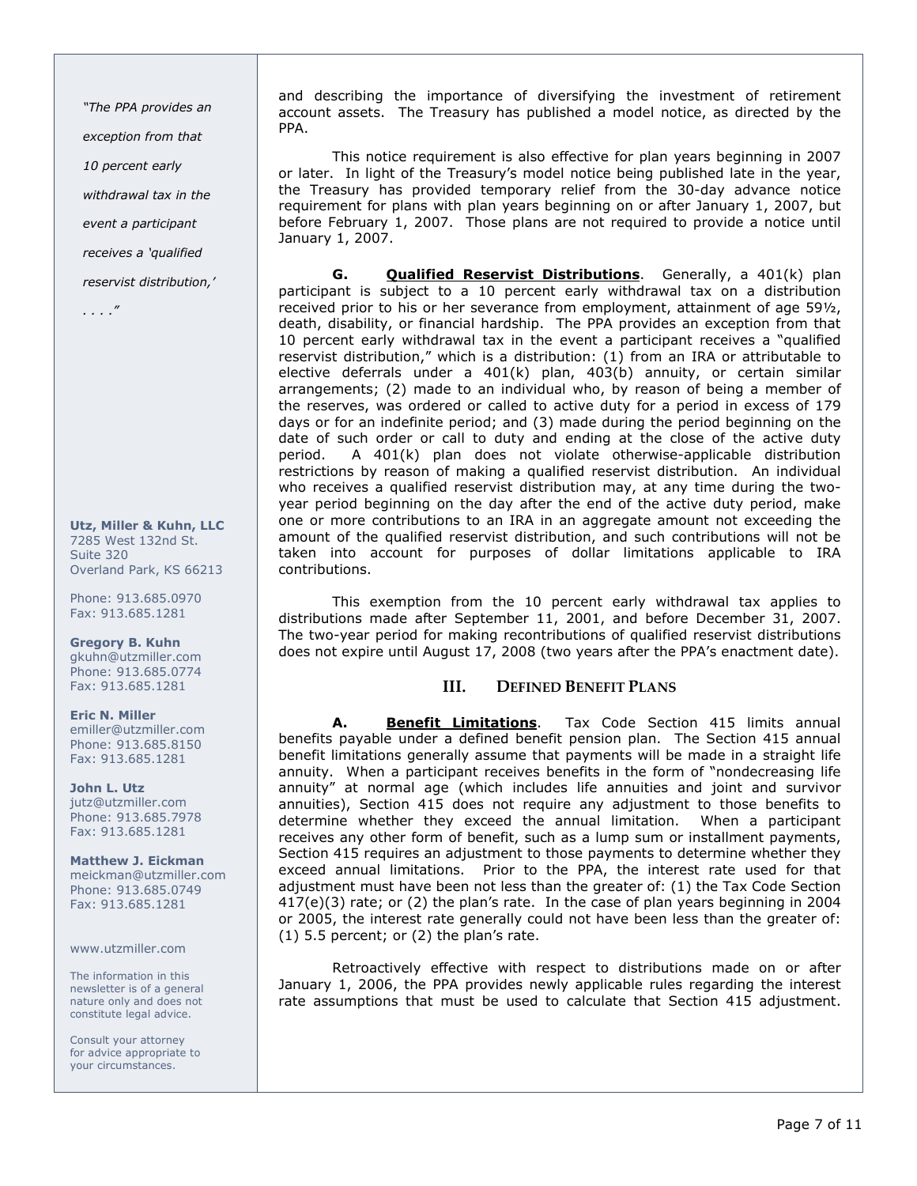*"The PPA provides an exception from that 10 percent early withdrawal tax in the event a participant receives a 'qualified reservist distribution,' . . . ."*

**Utz, Miller & Kuhn, LLC**
7285 West 132nd St.
Suite 320
Overland Park, KS 66213

Phone: 913.685.0970
Fax: 913.685.1281

**Gregory B. Kuhn**
gkuhn@utzmiller.com
Phone: 913.685.0774
Fax: 913.685.1281

**Eric N. Miller**
emiller@utzmiller.com
Phone: 913.685.8150
Fax: 913.685.1281

**John L. Utz**
jutz@utzmiller.com
Phone: 913.685.7978
Fax: 913.685.1281

**Matthew J. Eickman**
meickman@utzmiller.com
Phone: 913.685.0749
Fax: 913.685.1281

www.utzmiller.com

The information in this newsletter is of a general nature only and does not constitute legal advice.

Consult your attorney for advice appropriate to your circumstances.

---

and describing the importance of diversifying the investment of retirement account assets. The Treasury has published a model notice, as directed by the PPA.

This notice requirement is also effective for plan years beginning in 2007 or later. In light of the Treasury's model notice being published late in the year, the Treasury has provided temporary relief from the 30-day advance notice requirement for plans with plan years beginning on or after January 1, 2007, but before February 1, 2007. Those plans are not required to provide a notice until January 1, 2007.

**G. <u>Qualified Reservist Distributions</u>**. Generally, a 401(k) plan participant is subject to a 10 percent early withdrawal tax on a distribution received prior to his or her severance from employment, attainment of age 59½, death, disability, or financial hardship. The PPA provides an exception from that 10 percent early withdrawal tax in the event a participant receives a "qualified reservist distribution," which is a distribution: (1) from an IRA or attributable to elective deferrals under a 401(k) plan, 403(b) annuity, or certain similar arrangements; (2) made to an individual who, by reason of being a member of the reserves, was ordered or called to active duty for a period in excess of 179 days or for an indefinite period; and (3) made during the period beginning on the date of such order or call to duty and ending at the close of the active duty period. A 401(k) plan does not violate otherwise-applicable distribution restrictions by reason of making a qualified reservist distribution. An individual who receives a qualified reservist distribution may, at any time during the two-year period beginning on the day after the end of the active duty period, make one or more contributions to an IRA in an aggregate amount not exceeding the amount of the qualified reservist distribution, and such contributions will not be taken into account for purposes of dollar limitations applicable to IRA contributions.

This exemption from the 10 percent early withdrawal tax applies to distributions made after September 11, 2001, and before December 31, 2007. The two-year period for making recontributions of qualified reservist distributions does not expire until August 17, 2008 (two years after the PPA's enactment date).

## III. Defined Benefit Plans

**A. <u>Benefit Limitations</u>**. Tax Code Section 415 limits annual benefits payable under a defined benefit pension plan. The Section 415 annual benefit limitations generally assume that payments will be made in a straight life annuity. When a participant receives benefits in the form of "nondecreasing life annuity" at normal age (which includes life annuities and joint and survivor annuities), Section 415 does not require any adjustment to those benefits to determine whether they exceed the annual limitation. When a participant receives any other form of benefit, such as a lump sum or installment payments, Section 415 requires an adjustment to those payments to determine whether they exceed annual limitations. Prior to the PPA, the interest rate used for that adjustment must have been not less than the greater of: (1) the Tax Code Section 417(e)(3) rate; or (2) the plan's rate. In the case of plan years beginning in 2004 or 2005, the interest rate generally could not have been less than the greater of: (1) 5.5 percent; or (2) the plan's rate.

Retroactively effective with respect to distributions made on or after January 1, 2006, the PPA provides newly applicable rules regarding the interest rate assumptions that must be used to calculate that Section 415 adjustment.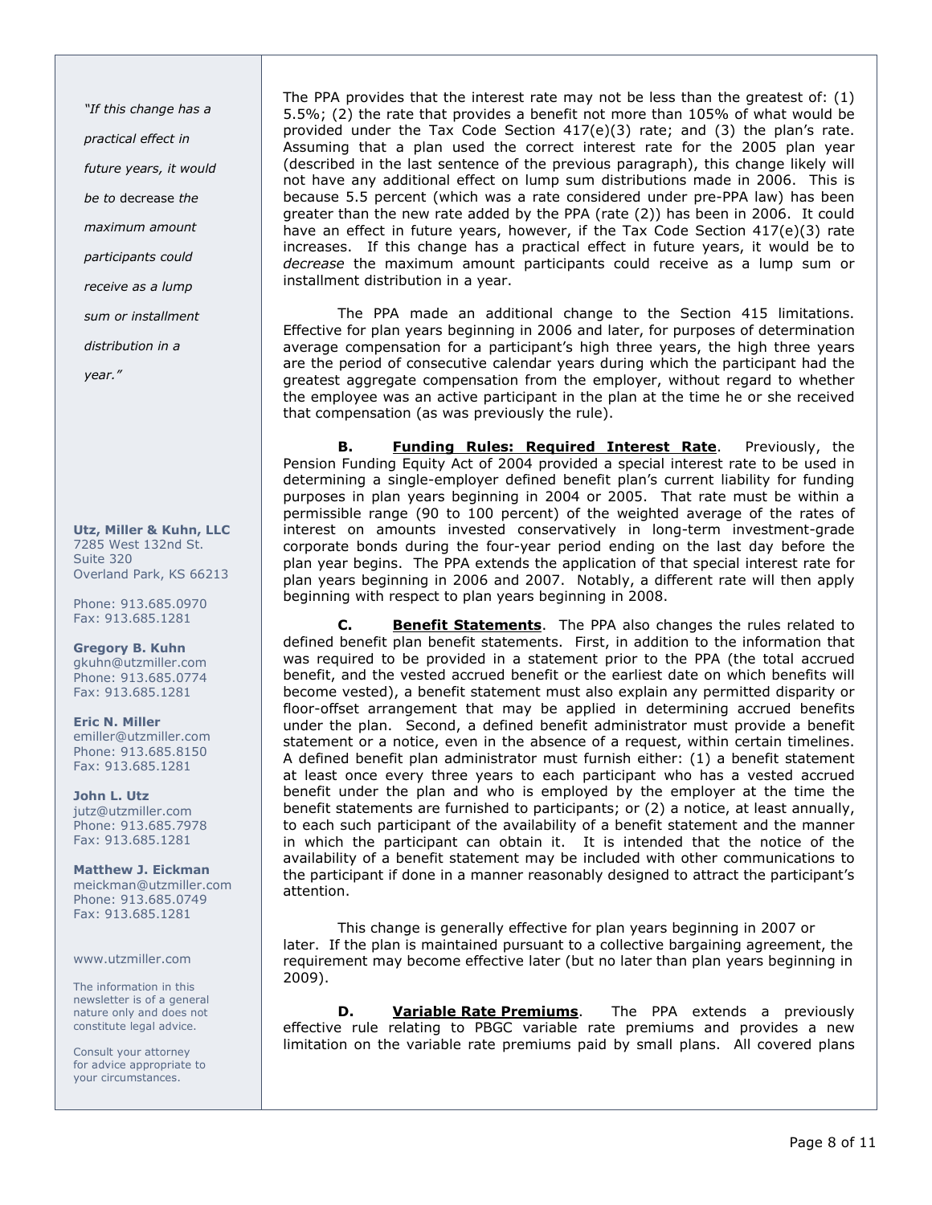The PPA provides that the interest rate may not be less than the greatest of: (1) 5.5%; (2) the rate that provides a benefit not more than 105% of what would be provided under the Tax Code Section 417(e)(3) rate; and (3) the plan's rate. Assuming that a plan used the correct interest rate for the 2005 plan year (described in the last sentence of the previous paragraph), this change likely will not have any additional effect on lump sum distributions made in 2006. This is because 5.5 percent (which was a rate considered under pre-PPA law) has been greater than the new rate added by the PPA (rate (2)) has been in 2006. It could have an effect in future years, however, if the Tax Code Section 417(e)(3) rate increases. If this change has a practical effect in future years, it would be to *decrease* the maximum amount participants could receive as a lump sum or installment distribution in a year.

The PPA made an additional change to the Section 415 limitations. Effective for plan years beginning in 2006 and later, for purposes of determination average compensation for a participant's high three years, the high three years are the period of consecutive calendar years during which the participant had the greatest aggregate compensation from the employer, without regard to whether the employee was an active participant in the plan at the time he or she received that compensation (as was previously the rule).

**B. <u>Funding Rules: Required Interest Rate</u>**. Previously, the Pension Funding Equity Act of 2004 provided a special interest rate to be used in determining a single-employer defined benefit plan's current liability for funding purposes in plan years beginning in 2004 or 2005. That rate must be within a permissible range (90 to 100 percent) of the weighted average of the rates of interest on amounts invested conservatively in long-term investment-grade corporate bonds during the four-year period ending on the last day before the plan year begins. The PPA extends the application of that special interest rate for plan years beginning in 2006 and 2007. Notably, a different rate will then apply beginning with respect to plan years beginning in 2008.

**C. <u>Benefit Statements</u>**. The PPA also changes the rules related to defined benefit plan benefit statements. First, in addition to the information that was required to be provided in a statement prior to the PPA (the total accrued benefit, and the vested accrued benefit or the earliest date on which benefits will become vested), a benefit statement must also explain any permitted disparity or floor-offset arrangement that may be applied in determining accrued benefits under the plan. Second, a defined benefit administrator must provide a benefit statement or a notice, even in the absence of a request, within certain timelines. A defined benefit plan administrator must furnish either: (1) a benefit statement at least once every three years to each participant who has a vested accrued benefit under the plan and who is employed by the employer at the time the benefit statements are furnished to participants; or (2) a notice, at least annually, to each such participant of the availability of a benefit statement and the manner in which the participant can obtain it. It is intended that the notice of the availability of a benefit statement may be included with other communications to the participant if done in a manner reasonably designed to attract the participant's attention.

This change is generally effective for plan years beginning in 2007 or later. If the plan is maintained pursuant to a collective bargaining agreement, the requirement may become effective later (but no later than plan years beginning in 2009).

**D. <u>Variable Rate Premiums</u>**. The PPA extends a previously effective rule relating to PBGC variable rate premiums and provides a new limitation on the variable rate premiums paid by small plans. All covered plans

*"If this change has a practical effect in future years, it would be to* decrease *the maximum amount participants could receive as a lump sum or installment distribution in a year."*

**Utz, Miller & Kuhn, LLC**
7285 West 132nd St.
Suite 320
Overland Park, KS 66213

Phone: 913.685.0970
Fax: 913.685.1281

**Gregory B. Kuhn**
gkuhn@utzmiller.com
Phone: 913.685.0774
Fax: 913.685.1281

**Eric N. Miller**
emiller@utzmiller.com
Phone: 913.685.8150
Fax: 913.685.1281

**John L. Utz**
jutz@utzmiller.com
Phone: 913.685.7978
Fax: 913.685.1281

**Matthew J. Eickman**
meickman@utzmiller.com
Phone: 913.685.0749
Fax: 913.685.1281

www.utzmiller.com

The information in this newsletter is of a general nature only and does not constitute legal advice.

Consult your attorney for advice appropriate to your circumstances.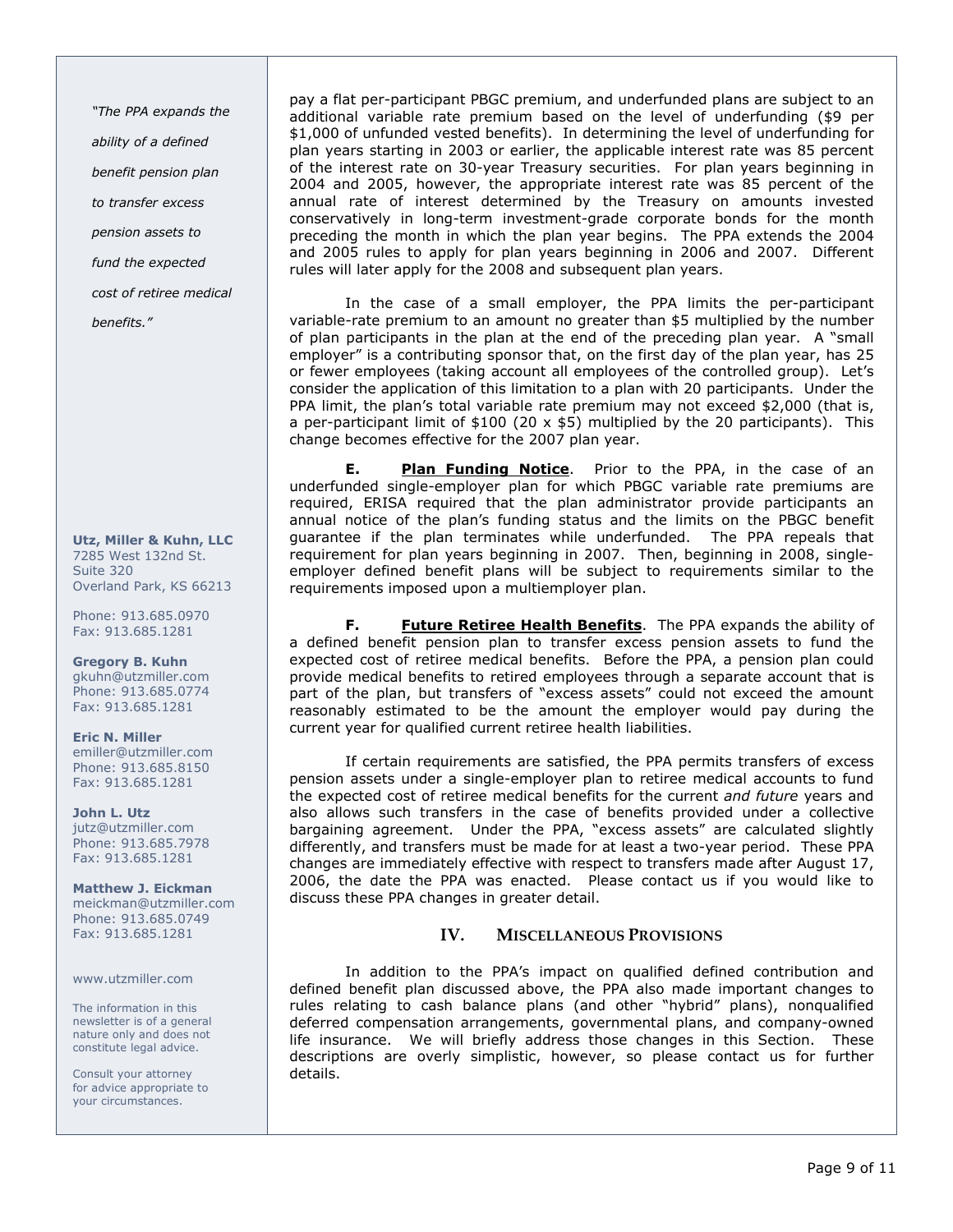"The PPA expands the ability of a defined benefit pension plan to transfer excess pension assets to fund the expected cost of retiree medical benefits."

pay a flat per-participant PBGC premium, and underfunded plans are subject to an additional variable rate premium based on the level of underfunding ($9 per $1,000 of unfunded vested benefits). In determining the level of underfunding for plan years starting in 2003 or earlier, the applicable interest rate was 85 percent of the interest rate on 30-year Treasury securities. For plan years beginning in 2004 and 2005, however, the appropriate interest rate was 85 percent of the annual rate of interest determined by the Treasury on amounts invested conservatively in long-term investment-grade corporate bonds for the month preceding the month in which the plan year begins. The PPA extends the 2004 and 2005 rules to apply for plan years beginning in 2006 and 2007. Different rules will later apply for the 2008 and subsequent plan years.

In the case of a small employer, the PPA limits the per-participant variable-rate premium to an amount no greater than $5 multiplied by the number of plan participants in the plan at the end of the preceding plan year. A "small employer" is a contributing sponsor that, on the first day of the plan year, has 25 or fewer employees (taking account all employees of the controlled group). Let's consider the application of this limitation to a plan with 20 participants. Under the PPA limit, the plan's total variable rate premium may not exceed $2,000 (that is, a per-participant limit of $100 (20 x $5) multiplied by the 20 participants). This change becomes effective for the 2007 plan year.

**E. Plan Funding Notice**. Prior to the PPA, in the case of an underfunded single-employer plan for which PBGC variable rate premiums are required, ERISA required that the plan administrator provide participants an annual notice of the plan's funding status and the limits on the PBGC benefit guarantee if the plan terminates while underfunded. The PPA repeals that requirement for plan years beginning in 2007. Then, beginning in 2008, single-employer defined benefit plans will be subject to requirements similar to the requirements imposed upon a multiemployer plan.

**F. Future Retiree Health Benefits**. The PPA expands the ability of a defined benefit pension plan to transfer excess pension assets to fund the expected cost of retiree medical benefits. Before the PPA, a pension plan could provide medical benefits to retired employees through a separate account that is part of the plan, but transfers of "excess assets" could not exceed the amount reasonably estimated to be the amount the employer would pay during the current year for qualified current retiree health liabilities.

If certain requirements are satisfied, the PPA permits transfers of excess pension assets under a single-employer plan to retiree medical accounts to fund the expected cost of retiree medical benefits for the current *and future* years and also allows such transfers in the case of benefits provided under a collective bargaining agreement. Under the PPA, "excess assets" are calculated slightly differently, and transfers must be made for at least a two-year period. These PPA changes are immediately effective with respect to transfers made after August 17, 2006, the date the PPA was enacted. Please contact us if you would like to discuss these PPA changes in greater detail.

## IV. MISCELLANEOUS PROVISIONS

In addition to the PPA's impact on qualified defined contribution and defined benefit plan discussed above, the PPA also made important changes to rules relating to cash balance plans (and other "hybrid" plans), nonqualified deferred compensation arrangements, governmental plans, and company-owned life insurance. We will briefly address those changes in this Section. These descriptions are overly simplistic, however, so please contact us for further details.

**Utz, Miller & Kuhn, LLC**
7285 West 132nd St.
Suite 320
Overland Park, KS 66213

Phone: 913.685.0970
Fax: 913.685.1281

**Gregory B. Kuhn**
gkuhn@utzmiller.com
Phone: 913.685.0774
Fax: 913.685.1281

**Eric N. Miller**
emiller@utzmiller.com
Phone: 913.685.8150
Fax: 913.685.1281

**John L. Utz**
jutz@utzmiller.com
Phone: 913.685.7978
Fax: 913.685.1281

**Matthew J. Eickman**
meickman@utzmiller.com
Phone: 913.685.0749
Fax: 913.685.1281

www.utzmiller.com

The information in this newsletter is of a general nature only and does not constitute legal advice.

Consult your attorney for advice appropriate to your circumstances.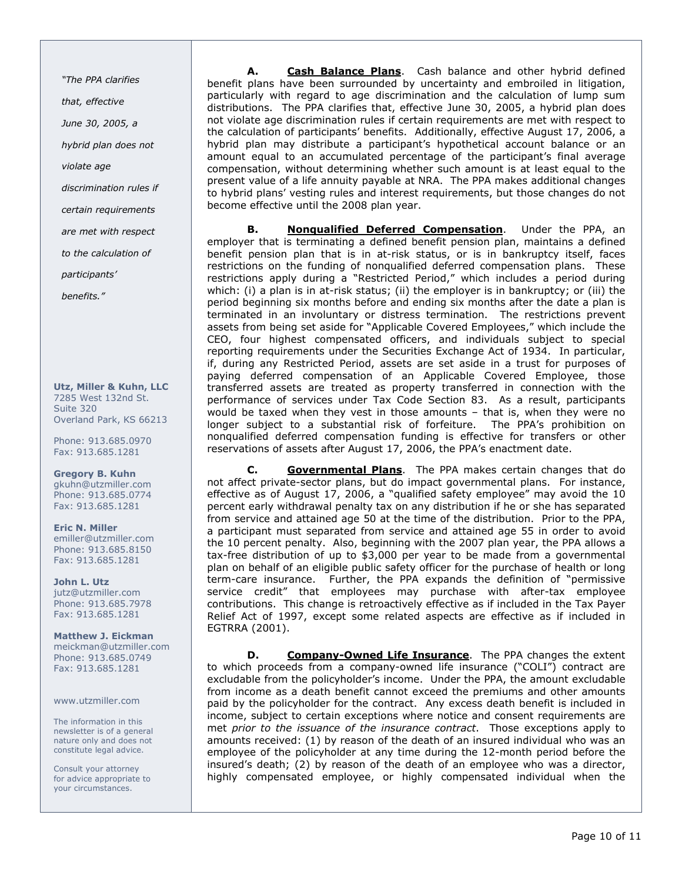*"The PPA clarifies that, effective June 30, 2005, a hybrid plan does not violate age discrimination rules if certain requirements are met with respect to the calculation of participants' benefits."*

**Utz, Miller & Kuhn, LLC**
7285 West 132nd St.
Suite 320
Overland Park, KS 66213

Phone: 913.685.0970
Fax: 913.685.1281

**Gregory B. Kuhn**
gkuhn@utzmiller.com
Phone: 913.685.0774
Fax: 913.685.1281

**Eric N. Miller**
emiller@utzmiller.com
Phone: 913.685.8150
Fax: 913.685.1281

**John L. Utz**
jutz@utzmiller.com
Phone: 913.685.7978
Fax: 913.685.1281

**Matthew J. Eickman**
meickman@utzmiller.com
Phone: 913.685.0749
Fax: 913.685.1281

www.utzmiller.com

The information in this newsletter is of a general nature only and does not constitute legal advice.

Consult your attorney for advice appropriate to your circumstances.

**A. Cash Balance Plans**. Cash balance and other hybrid defined benefit plans have been surrounded by uncertainty and embroiled in litigation, particularly with regard to age discrimination and the calculation of lump sum distributions. The PPA clarifies that, effective June 30, 2005, a hybrid plan does not violate age discrimination rules if certain requirements are met with respect to the calculation of participants' benefits. Additionally, effective August 17, 2006, a hybrid plan may distribute a participant's hypothetical account balance or an amount equal to an accumulated percentage of the participant's final average compensation, without determining whether such amount is at least equal to the present value of a life annuity payable at NRA. The PPA makes additional changes to hybrid plans' vesting rules and interest requirements, but those changes do not become effective until the 2008 plan year.

**B. Nonqualified Deferred Compensation**. Under the PPA, an employer that is terminating a defined benefit pension plan, maintains a defined benefit pension plan that is in at-risk status, or is in bankruptcy itself, faces restrictions on the funding of nonqualified deferred compensation plans. These restrictions apply during a "Restricted Period," which includes a period during which: (i) a plan is in at-risk status; (ii) the employer is in bankruptcy; or (iii) the period beginning six months before and ending six months after the date a plan is terminated in an involuntary or distress termination. The restrictions prevent assets from being set aside for "Applicable Covered Employees," which include the CEO, four highest compensated officers, and individuals subject to special reporting requirements under the Securities Exchange Act of 1934. In particular, if, during any Restricted Period, assets are set aside in a trust for purposes of paying deferred compensation of an Applicable Covered Employee, those transferred assets are treated as property transferred in connection with the performance of services under Tax Code Section 83. As a result, participants would be taxed when they vest in those amounts – that is, when they were no longer subject to a substantial risk of forfeiture. The PPA's prohibition on nonqualified deferred compensation funding is effective for transfers or other reservations of assets after August 17, 2006, the PPA's enactment date.

**C. Governmental Plans**. The PPA makes certain changes that do not affect private-sector plans, but do impact governmental plans. For instance, effective as of August 17, 2006, a "qualified safety employee" may avoid the 10 percent early withdrawal penalty tax on any distribution if he or she has separated from service and attained age 50 at the time of the distribution. Prior to the PPA, a participant must separated from service and attained age 55 in order to avoid the 10 percent penalty. Also, beginning with the 2007 plan year, the PPA allows a tax-free distribution of up to $3,000 per year to be made from a governmental plan on behalf of an eligible public safety officer for the purchase of health or long term-care insurance. Further, the PPA expands the definition of "permissive service credit" that employees may purchase with after-tax employee contributions. This change is retroactively effective as if included in the Tax Payer Relief Act of 1997, except some related aspects are effective as if included in EGTRRA (2001).

**D. Company-Owned Life Insurance**. The PPA changes the extent to which proceeds from a company-owned life insurance ("COLI") contract are excludable from the policyholder's income. Under the PPA, the amount excludable from income as a death benefit cannot exceed the premiums and other amounts paid by the policyholder for the contract. Any excess death benefit is included in income, subject to certain exceptions where notice and consent requirements are met *prior to the issuance of the insurance contract*. Those exceptions apply to amounts received: (1) by reason of the death of an insured individual who was an employee of the policyholder at any time during the 12-month period before the insured's death; (2) by reason of the death of an employee who was a director, highly compensated employee, or highly compensated individual when the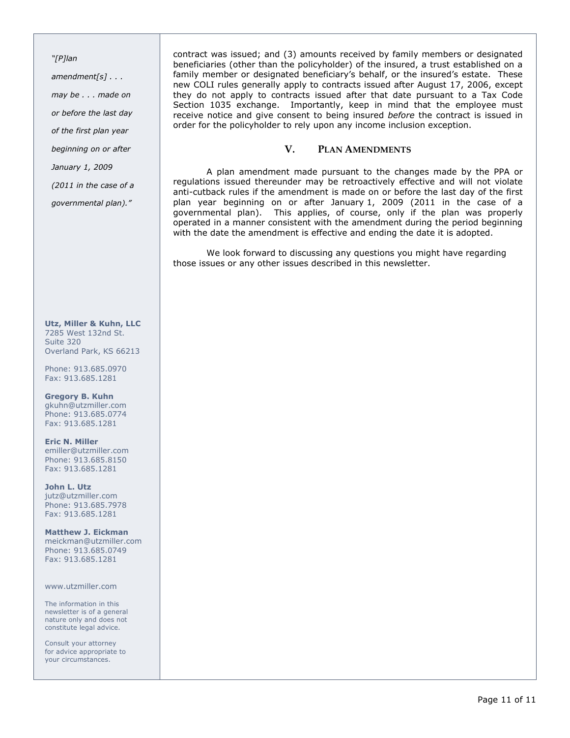contract was issued; and (3) amounts received by family members or designated beneficiaries (other than the policyholder) of the insured, a trust established on a family member or designated beneficiary's behalf, or the insured's estate. These new COLI rules generally apply to contracts issued after August 17, 2006, except they do not apply to contracts issued after that date pursuant to a Tax Code Section 1035 exchange. Importantly, keep in mind that the employee must receive notice and give consent to being insured *before* the contract is issued in order for the policyholder to rely upon any income inclusion exception.

## V. PLAN AMENDMENTS

A plan amendment made pursuant to the changes made by the PPA or regulations issued thereunder may be retroactively effective and will not violate anti-cutback rules if the amendment is made on or before the last day of the first plan year beginning on or after January 1, 2009 (2011 in the case of a governmental plan). This applies, of course, only if the plan was properly operated in a manner consistent with the amendment during the period beginning with the date the amendment is effective and ending the date it is adopted.

We look forward to discussing any questions you might have regarding those issues or any other issues described in this newsletter.

*"[P]lan amendment[s] . . . may be . . . made on or before the last day of the first plan year beginning on or after January 1, 2009 (2011 in the case of a governmental plan)."*

**Utz, Miller & Kuhn, LLC**
7285 West 132nd St.
Suite 320
Overland Park, KS 66213

Phone: 913.685.0970
Fax: 913.685.1281

**Gregory B. Kuhn**
gkuhn@utzmiller.com
Phone: 913.685.0774
Fax: 913.685.1281

**Eric N. Miller**
emiller@utzmiller.com
Phone: 913.685.8150
Fax: 913.685.1281

**John L. Utz**
jutz@utzmiller.com
Phone: 913.685.7978
Fax: 913.685.1281

**Matthew J. Eickman**
meickman@utzmiller.com
Phone: 913.685.0749
Fax: 913.685.1281

www.utzmiller.com

The information in this newsletter is of a general nature only and does not constitute legal advice.

Consult your attorney for advice appropriate to your circumstances.